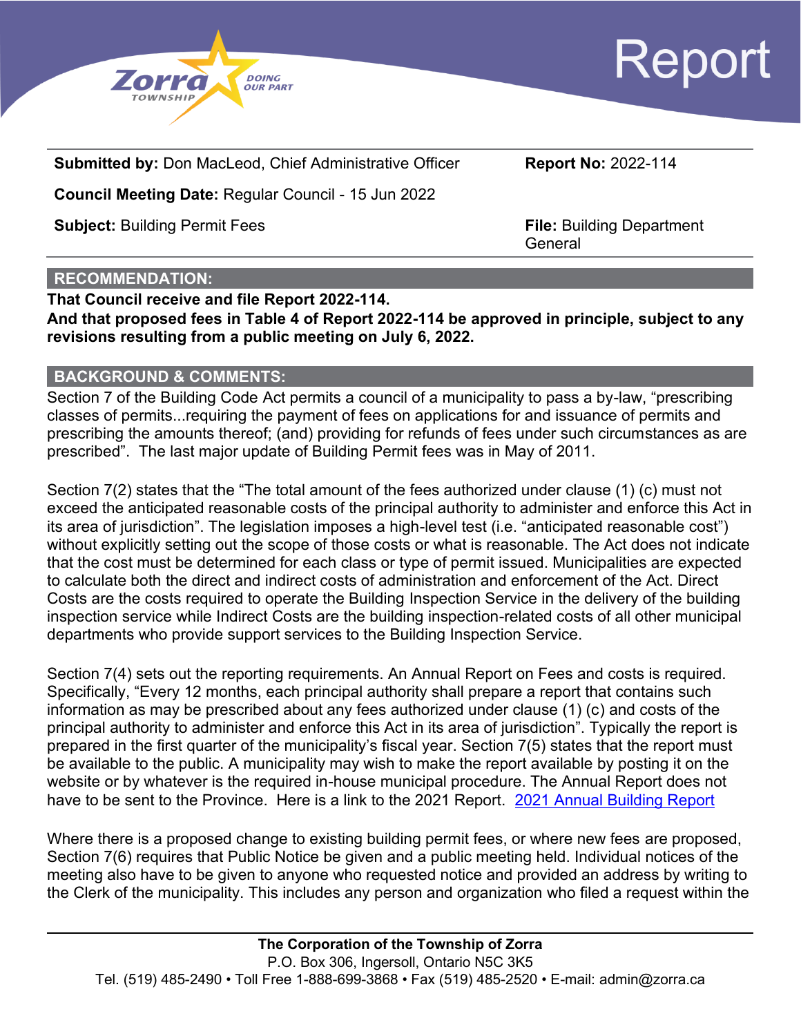# Report

**Submitted by:** Don MacLeod, Chief Administrative Officer

**Report No:** 2022-114

**Council Meeting Date:** Regular Council - 15 Jun 2022

**Subject:** Building Permit Fees

**File:** Building Department General

## RECOMMENDATION:

**That Council receive and file Report 2022-114.**
**And that proposed fees in Table 4 of Report 2022-114 be approved in principle, subject to any revisions resulting from a public meeting on July 6, 2022.**

## BACKGROUND & COMMENTS:

Section 7 of the Building Code Act permits a council of a municipality to pass a by-law, "prescribing classes of permits...requiring the payment of fees on applications for and issuance of permits and prescribing the amounts thereof; (and) providing for refunds of fees under such circumstances as are prescribed". The last major update of Building Permit fees was in May of 2011.

Section 7(2) states that the "The total amount of the fees authorized under clause (1) (c) must not exceed the anticipated reasonable costs of the principal authority to administer and enforce this Act in its area of jurisdiction". The legislation imposes a high-level test (i.e. "anticipated reasonable cost") without explicitly setting out the scope of those costs or what is reasonable. The Act does not indicate that the cost must be determined for each class or type of permit issued. Municipalities are expected to calculate both the direct and indirect costs of administration and enforcement of the Act. Direct Costs are the costs required to operate the Building Inspection Service in the delivery of the building inspection service while Indirect Costs are the building inspection-related costs of all other municipal departments who provide support services to the Building Inspection Service.

Section 7(4) sets out the reporting requirements. An Annual Report on Fees and costs is required. Specifically, "Every 12 months, each principal authority shall prepare a report that contains such information as may be prescribed about any fees authorized under clause (1) (c) and costs of the principal authority to administer and enforce this Act in its area of jurisdiction". Typically the report is prepared in the first quarter of the municipality's fiscal year. Section 7(5) states that the report must be available to the public. A municipality may wish to make the report available by posting it on the website or by whatever is the required in-house municipal procedure. The Annual Report does not have to be sent to the Province. Here is a link to the 2021 Report. 2021 Annual Building Report

Where there is a proposed change to existing building permit fees, or where new fees are proposed, Section 7(6) requires that Public Notice be given and a public meeting held. Individual notices of the meeting also have to be given to anyone who requested notice and provided an address by writing to the Clerk of the municipality. This includes any person and organization who filed a request within the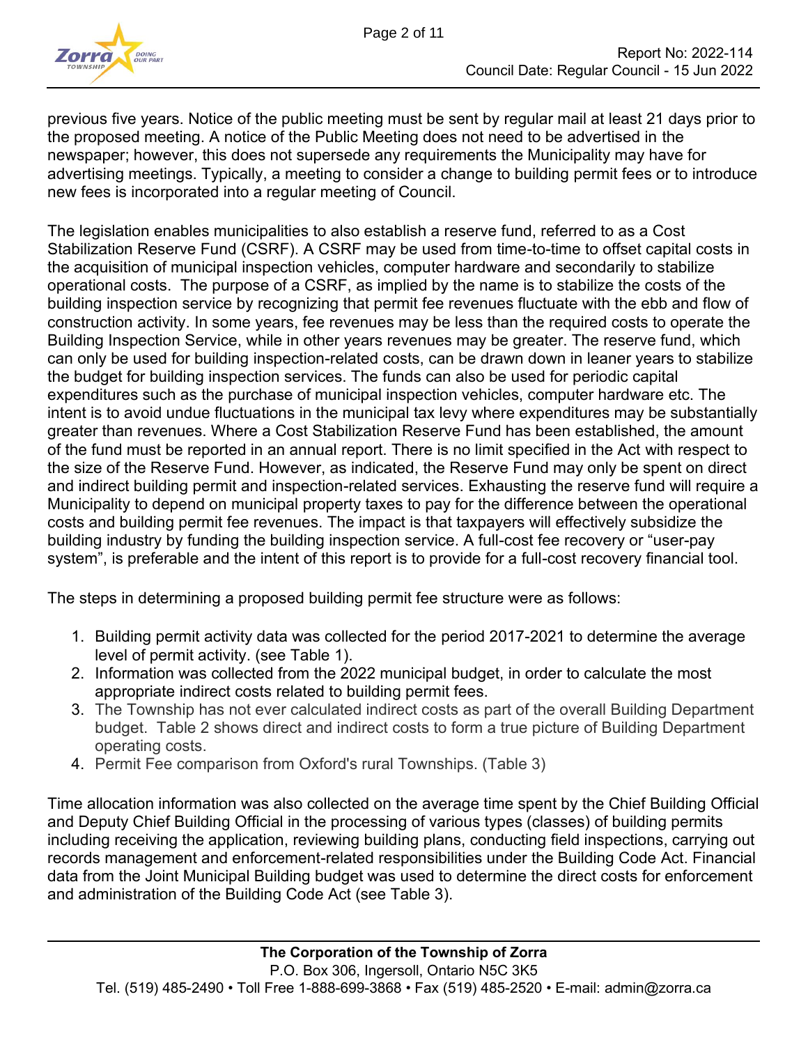previous five years. Notice of the public meeting must be sent by regular mail at least 21 days prior to the proposed meeting. A notice of the Public Meeting does not need to be advertised in the newspaper; however, this does not supersede any requirements the Municipality may have for advertising meetings. Typically, a meeting to consider a change to building permit fees or to introduce new fees is incorporated into a regular meeting of Council.

The legislation enables municipalities to also establish a reserve fund, referred to as a Cost Stabilization Reserve Fund (CSRF). A CSRF may be used from time-to-time to offset capital costs in the acquisition of municipal inspection vehicles, computer hardware and secondarily to stabilize operational costs. The purpose of a CSRF, as implied by the name is to stabilize the costs of the building inspection service by recognizing that permit fee revenues fluctuate with the ebb and flow of construction activity. In some years, fee revenues may be less than the required costs to operate the Building Inspection Service, while in other years revenues may be greater. The reserve fund, which can only be used for building inspection-related costs, can be drawn down in leaner years to stabilize the budget for building inspection services. The funds can also be used for periodic capital expenditures such as the purchase of municipal inspection vehicles, computer hardware etc. The intent is to avoid undue fluctuations in the municipal tax levy where expenditures may be substantially greater than revenues. Where a Cost Stabilization Reserve Fund has been established, the amount of the fund must be reported in an annual report. There is no limit specified in the Act with respect to the size of the Reserve Fund. However, as indicated, the Reserve Fund may only be spent on direct and indirect building permit and inspection-related services. Exhausting the reserve fund will require a Municipality to depend on municipal property taxes to pay for the difference between the operational costs and building permit fee revenues. The impact is that taxpayers will effectively subsidize the building industry by funding the building inspection service. A full-cost fee recovery or "user-pay system", is preferable and the intent of this report is to provide for a full-cost recovery financial tool.

The steps in determining a proposed building permit fee structure were as follows:

1. Building permit activity data was collected for the period 2017-2021 to determine the average level of permit activity. (see Table 1).
2. Information was collected from the 2022 municipal budget, in order to calculate the most appropriate indirect costs related to building permit fees.
3. The Township has not ever calculated indirect costs as part of the overall Building Department budget. Table 2 shows direct and indirect costs to form a true picture of Building Department operating costs.
4. Permit Fee comparison from Oxford's rural Townships. (Table 3)

Time allocation information was also collected on the average time spent by the Chief Building Official and Deputy Chief Building Official in the processing of various types (classes) of building permits including receiving the application, reviewing building plans, conducting field inspections, carrying out records management and enforcement-related responsibilities under the Building Code Act. Financial data from the Joint Municipal Building budget was used to determine the direct costs for enforcement and administration of the Building Code Act (see Table 3).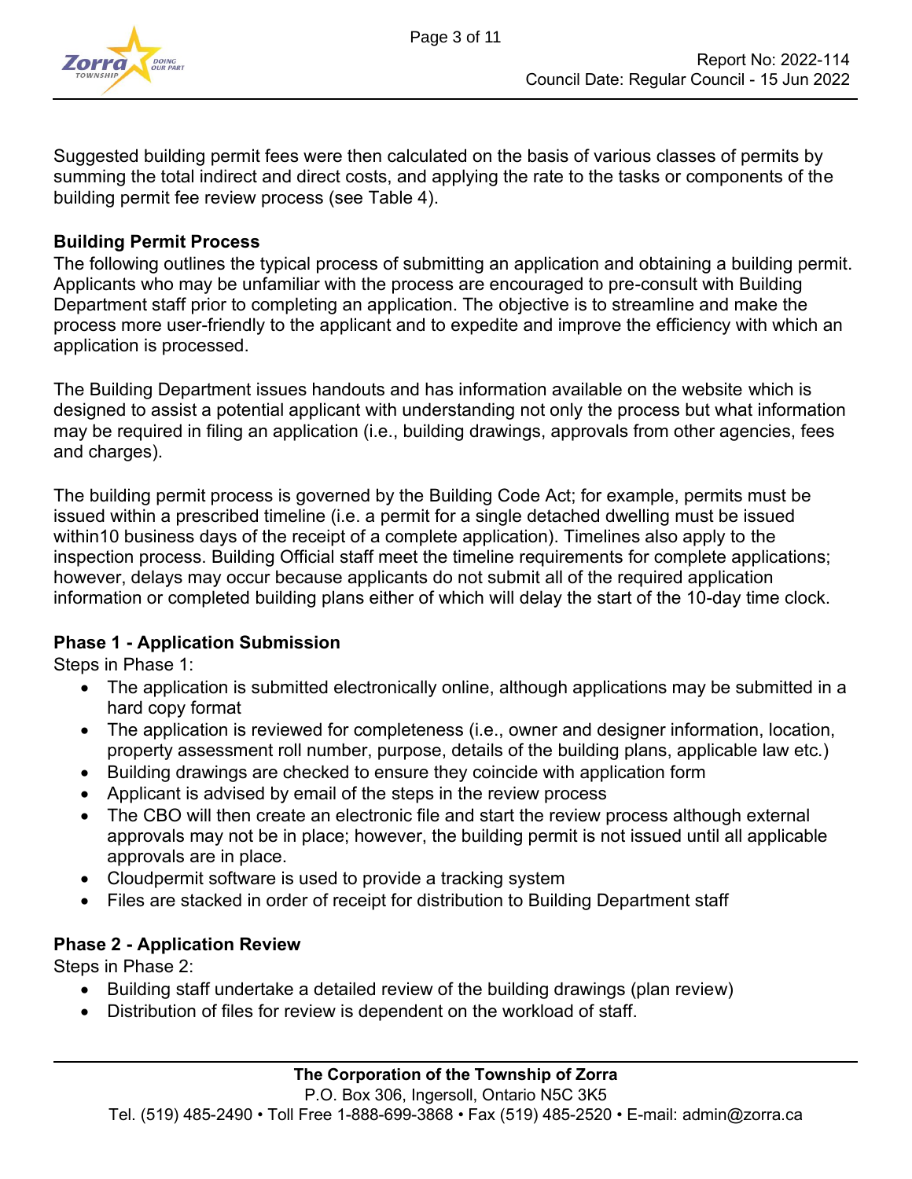Suggested building permit fees were then calculated on the basis of various classes of permits by summing the total indirect and direct costs, and applying the rate to the tasks or components of the building permit fee review process (see Table 4).

### Building Permit Process

The following outlines the typical process of submitting an application and obtaining a building permit. Applicants who may be unfamiliar with the process are encouraged to pre-consult with Building Department staff prior to completing an application. The objective is to streamline and make the process more user-friendly to the applicant and to expedite and improve the efficiency with which an application is processed.

The Building Department issues handouts and has information available on the website which is designed to assist a potential applicant with understanding not only the process but what information may be required in filing an application (i.e., building drawings, approvals from other agencies, fees and charges).

The building permit process is governed by the Building Code Act; for example, permits must be issued within a prescribed timeline (i.e. a permit for a single detached dwelling must be issued within10 business days of the receipt of a complete application). Timelines also apply to the inspection process. Building Official staff meet the timeline requirements for complete applications; however, delays may occur because applicants do not submit all of the required application information or completed building plans either of which will delay the start of the 10-day time clock.

### Phase 1 - Application Submission

Steps in Phase 1:

- The application is submitted electronically online, although applications may be submitted in a hard copy format
- The application is reviewed for completeness (i.e., owner and designer information, location, property assessment roll number, purpose, details of the building plans, applicable law etc.)
- Building drawings are checked to ensure they coincide with application form
- Applicant is advised by email of the steps in the review process
- The CBO will then create an electronic file and start the review process although external approvals may not be in place; however, the building permit is not issued until all applicable approvals are in place.
- Cloudpermit software is used to provide a tracking system
- Files are stacked in order of receipt for distribution to Building Department staff

### Phase 2 - Application Review

Steps in Phase 2:

- Building staff undertake a detailed review of the building drawings (plan review)
- Distribution of files for review is dependent on the workload of staff.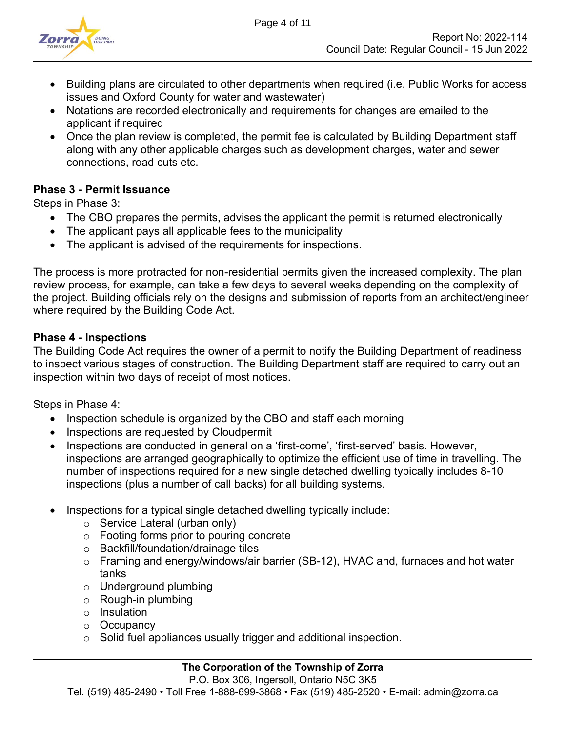- Building plans are circulated to other departments when required (i.e. Public Works for access issues and Oxford County for water and wastewater)
- Notations are recorded electronically and requirements for changes are emailed to the applicant if required
- Once the plan review is completed, the permit fee is calculated by Building Department staff along with any other applicable charges such as development charges, water and sewer connections, road cuts etc.

**Phase 3 - Permit Issuance**

Steps in Phase 3:

- The CBO prepares the permits, advises the applicant the permit is returned electronically
- The applicant pays all applicable fees to the municipality
- The applicant is advised of the requirements for inspections.

The process is more protracted for non-residential permits given the increased complexity. The plan review process, for example, can take a few days to several weeks depending on the complexity of the project. Building officials rely on the designs and submission of reports from an architect/engineer where required by the Building Code Act.

**Phase 4 - Inspections**

The Building Code Act requires the owner of a permit to notify the Building Department of readiness to inspect various stages of construction. The Building Department staff are required to carry out an inspection within two days of receipt of most notices.

Steps in Phase 4:

- Inspection schedule is organized by the CBO and staff each morning
- Inspections are requested by Cloudpermit
- Inspections are conducted in general on a 'first-come', 'first-served' basis. However, inspections are arranged geographically to optimize the efficient use of time in travelling. The number of inspections required for a new single detached dwelling typically includes 8-10 inspections (plus a number of call backs) for all building systems.

- Inspections for a typical single detached dwelling typically include:
  - Service Lateral (urban only)
  - Footing forms prior to pouring concrete
  - Backfill/foundation/drainage tiles
  - Framing and energy/windows/air barrier (SB-12), HVAC and, furnaces and hot water tanks
  - Underground plumbing
  - Rough-in plumbing
  - Insulation
  - Occupancy
  - Solid fuel appliances usually trigger and additional inspection.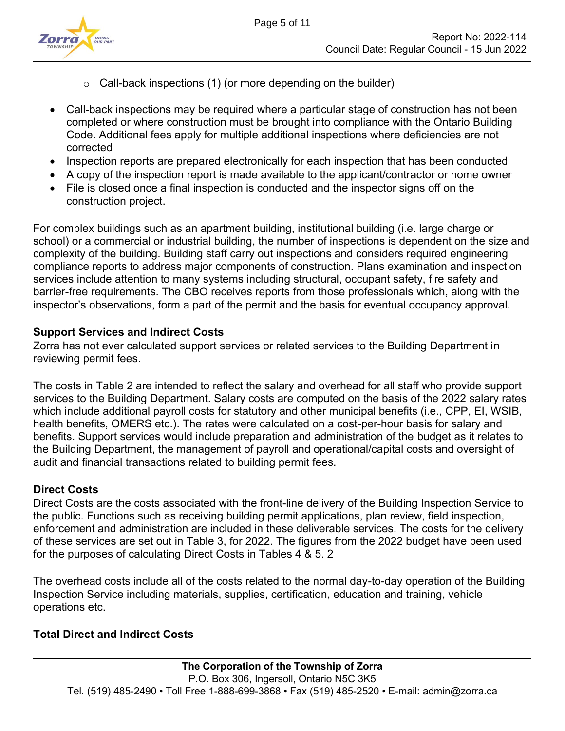- Call-back inspections (1) (or more depending on the builder)

- Call-back inspections may be required where a particular stage of construction has not been completed or where construction must be brought into compliance with the Ontario Building Code. Additional fees apply for multiple additional inspections where deficiencies are not corrected
- Inspection reports are prepared electronically for each inspection that has been conducted
- A copy of the inspection report is made available to the applicant/contractor or home owner
- File is closed once a final inspection is conducted and the inspector signs off on the construction project.

For complex buildings such as an apartment building, institutional building (i.e. large charge or school) or a commercial or industrial building, the number of inspections is dependent on the size and complexity of the building. Building staff carry out inspections and considers required engineering compliance reports to address major components of construction. Plans examination and inspection services include attention to many systems including structural, occupant safety, fire safety and barrier-free requirements. The CBO receives reports from those professionals which, along with the inspector's observations, form a part of the permit and the basis for eventual occupancy approval.

**Support Services and Indirect Costs**

Zorra has not ever calculated support services or related services to the Building Department in reviewing permit fees.

The costs in Table 2 are intended to reflect the salary and overhead for all staff who provide support services to the Building Department. Salary costs are computed on the basis of the 2022 salary rates which include additional payroll costs for statutory and other municipal benefits (i.e., CPP, EI, WSIB, health benefits, OMERS etc.). The rates were calculated on a cost-per-hour basis for salary and benefits. Support services would include preparation and administration of the budget as it relates to the Building Department, the management of payroll and operational/capital costs and oversight of audit and financial transactions related to building permit fees.

**Direct Costs**

Direct Costs are the costs associated with the front-line delivery of the Building Inspection Service to the public. Functions such as receiving building permit applications, plan review, field inspection, enforcement and administration are included in these deliverable services. The costs for the delivery of these services are set out in Table 3, for 2022. The figures from the 2022 budget have been used for the purposes of calculating Direct Costs in Tables 4 & 5. 2

The overhead costs include all of the costs related to the normal day-to-day operation of the Building Inspection Service including materials, supplies, certification, education and training, vehicle operations etc.

**Total Direct and Indirect Costs**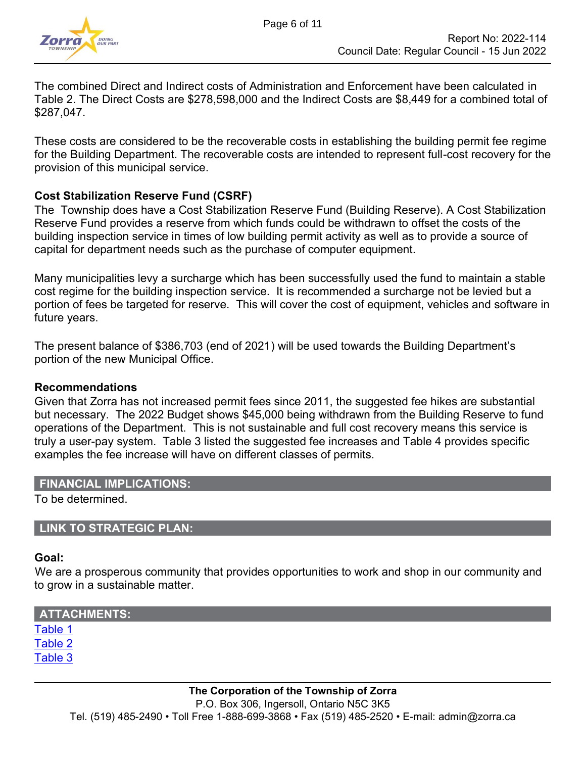The combined Direct and Indirect costs of Administration and Enforcement have been calculated in Table 2. The Direct Costs are $278,598,000 and the Indirect Costs are $8,449 for a combined total of $287,047.

These costs are considered to be the recoverable costs in establishing the building permit fee regime for the Building Department. The recoverable costs are intended to represent full-cost recovery for the provision of this municipal service.

**Cost Stabilization Reserve Fund (CSRF)**
The Township does have a Cost Stabilization Reserve Fund (Building Reserve). A Cost Stabilization Reserve Fund provides a reserve from which funds could be withdrawn to offset the costs of the building inspection service in times of low building permit activity as well as to provide a source of capital for department needs such as the purchase of computer equipment.

Many municipalities levy a surcharge which has been successfully used the fund to maintain a stable cost regime for the building inspection service. It is recommended a surcharge not be levied but a portion of fees be targeted for reserve. This will cover the cost of equipment, vehicles and software in future years.

The present balance of $386,703 (end of 2021) will be used towards the Building Department's portion of the new Municipal Office.

**Recommendations**
Given that Zorra has not increased permit fees since 2011, the suggested fee hikes are substantial but necessary. The 2022 Budget shows $45,000 being withdrawn from the Building Reserve to fund operations of the Department. This is not sustainable and full cost recovery means this service is truly a user-pay system. Table 3 listed the suggested fee increases and Table 4 provides specific examples the fee increase will have on different classes of permits.

## FINANCIAL IMPLICATIONS:

To be determined.

## LINK TO STRATEGIC PLAN:

**Goal:**
We are a prosperous community that provides opportunities to work and shop in our community and to grow in a sustainable matter.

## ATTACHMENTS:

Table 1
Table 2
Table 3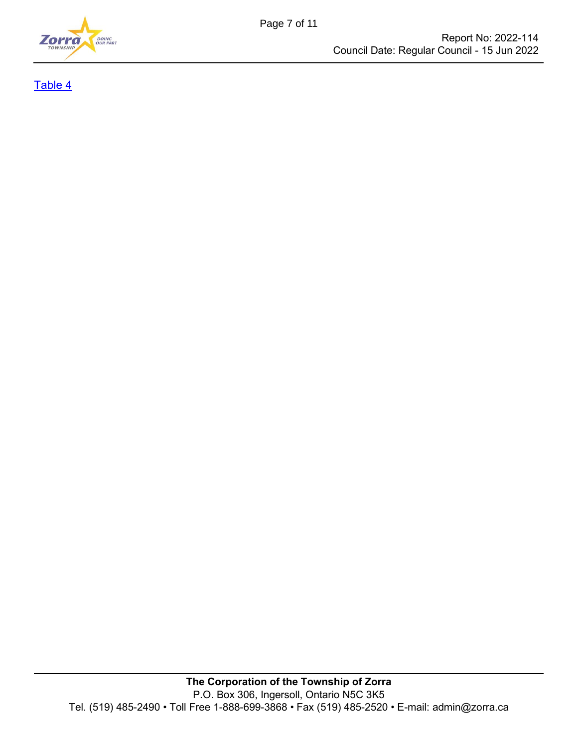[Table 4](#)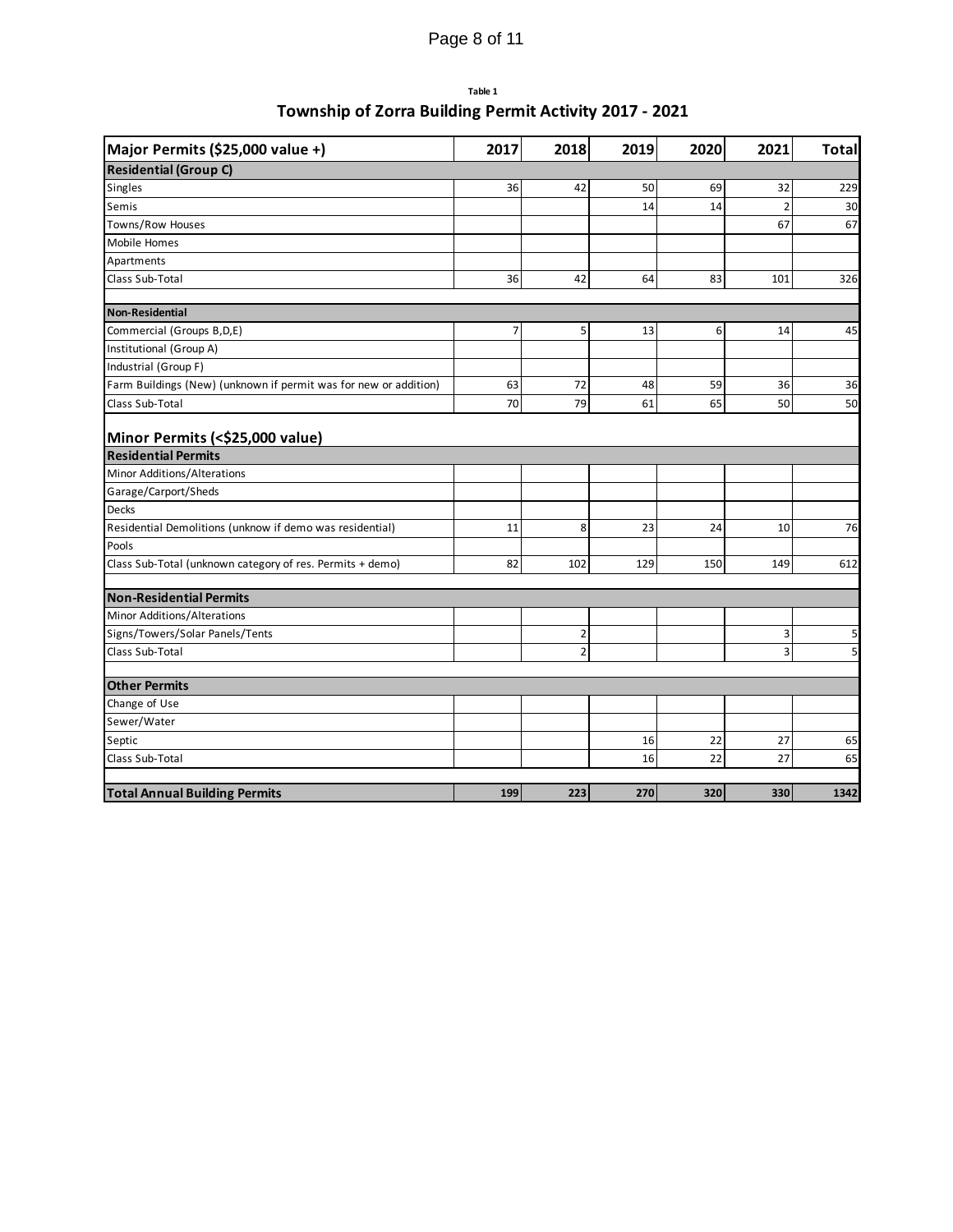Table 1

## Township of Zorra Building Permit Activity 2017 - 2021

| Major Permits ($25,000 value +) | 2017 | 2018 | 2019 | 2020 | 2021 | Total |
|---|---|---|---|---|---|---|
| **Residential (Group C)** | | | | | | |
| Singles | 36 | 42 | 50 | 69 | 32 | 229 |
| Semis | | | 14 | 14 | 2 | 30 |
| Towns/Row Houses | | | | | 67 | 67 |
| Mobile Homes | | | | | | |
| Apartments | | | | | | |
| Class Sub-Total | 36 | 42 | 64 | 83 | 101 | 326 |
| **Non-Residential** | | | | | | |
| Commercial (Groups B,D,E) | 7 | 5 | 13 | 6 | 14 | 45 |
| Institutional (Group A) | | | | | | |
| Industrial (Group F) | | | | | | |
| Farm Buildings (New) (unknown if permit was for new or addition) | 63 | 72 | 48 | 59 | 36 | 36 |
| Class Sub-Total | 70 | 79 | 61 | 65 | 50 | 50 |
| **Minor Permits (<$25,000 value)** | | | | | | |
| **Residential Permits** | | | | | | |
| Minor Additions/Alterations | | | | | | |
| Garage/Carport/Sheds | | | | | | |
| Decks | | | | | | |
| Residential Demolitions (unknow if demo was residential) | 11 | 8 | 23 | 24 | 10 | 76 |
| Pools | | | | | | |
| Class Sub-Total (unknown category of res. Permits + demo) | 82 | 102 | 129 | 150 | 149 | 612 |
| **Non-Residential Permits** | | | | | | |
| Minor Additions/Alterations | | | | | | |
| Signs/Towers/Solar Panels/Tents | | 2 | | | 3 | 5 |
| Class Sub-Total | | 2 | | | 3 | 5 |
| **Other Permits** | | | | | | |
| Change of Use | | | | | | |
| Sewer/Water | | | | | | |
| Septic | | | 16 | 22 | 27 | 65 |
| Class Sub-Total | | | 16 | 22 | 27 | 65 |
| **Total Annual Building Permits** | **199** | **223** | **270** | **320** | **330** | **1342** |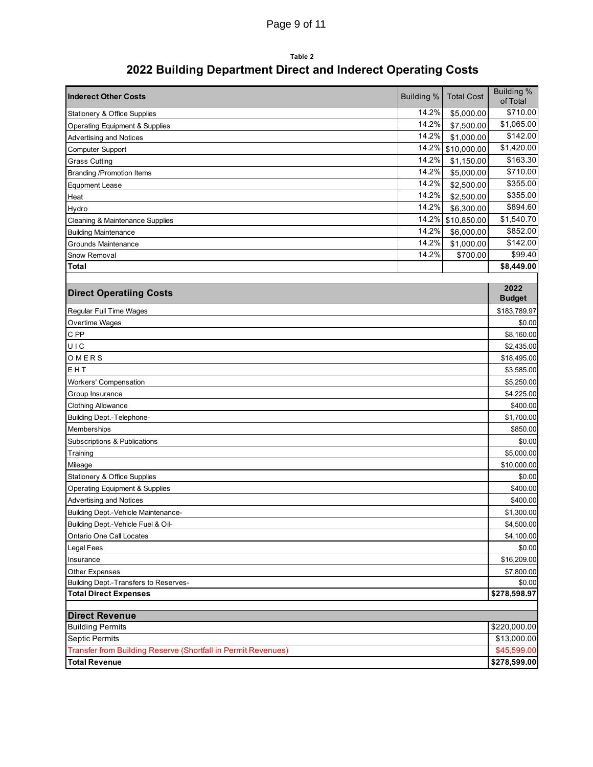**Table 2**

## 2022 Building Department Direct and Inderect Operating Costs

| Inderect Other Costs | Building % | Total Cost | Building % of Total |
|---|---|---|---|
| Stationery & Office Supplies | 14.2% | $5,000.00 | $710.00 |
| Operating Equipment & Supplies | 14.2% | $7,500.00 | $1,065.00 |
| Advertising and Notices | 14.2% | $1,000.00 | $142.00 |
| Computer Support | 14.2% | $10,000.00 | $1,420.00 |
| Grass Cutting | 14.2% | $1,150.00 | $163.30 |
| Branding /Promotion Items | 14.2% | $5,000.00 | $710.00 |
| Equpment Lease | 14.2% | $2,500.00 | $355.00 |
| Heat | 14.2% | $2,500.00 | $355.00 |
| Hydro | 14.2% | $6,300.00 | $894.60 |
| Cleaning & Maintenance Supplies | 14.2% | $10,850.00 | $1,540.70 |
| Building Maintenance | 14.2% | $6,000.00 | $852.00 |
| Grounds Maintenance | 14.2% | $1,000.00 | $142.00 |
| Snow Removal | 14.2% | $700.00 | $99.40 |
| **Total** | | | **$8,449.00** |

| Direct Operatiing Costs | 2022 Budget |
|---|---|
| Regular Full Time Wages | $183,789.97 |
| Overtime Wages | $0.00 |
| C PP | $8,160.00 |
| U I C | $2,435.00 |
| O M E R S | $18,495.00 |
| E H T | $3,585.00 |
| Workers' Compensation | $5,250.00 |
| Group Insurance | $4,225.00 |
| Clothing Allowance | $400.00 |
| Building Dept.-Telephone- | $1,700.00 |
| Memberships | $850.00 |
| Subscriptions & Publications | $0.00 |
| Training | $5,000.00 |
| Mileage | $10,000.00 |
| Stationery & Office Supplies | $0.00 |
| Operating Equipment & Supplies | $400.00 |
| Advertising and Notices | $400.00 |
| Building Dept.-Vehicle Maintenance- | $1,300.00 |
| Building Dept.-Vehicle Fuel & Oil- | $4,500.00 |
| Ontario One Call Locates | $4,100.00 |
| Legal Fees | $0.00 |
| Insurance | $16,209.00 |
| Other Expenses | $7,800.00 |
| Building Dept.-Transfers to Reserves- | $0.00 |
| **Total Direct Expenses** | **$278,598.97** |

| Direct Revenue | |
|---|---|
| Building Permits | $220,000.00 |
| Septic Permits | $13,000.00 |
| Transfer from Building Reserve (Shortfall in Permit Revenues) | $45,599.00 |
| **Total Revenue** | **$278,599.00** |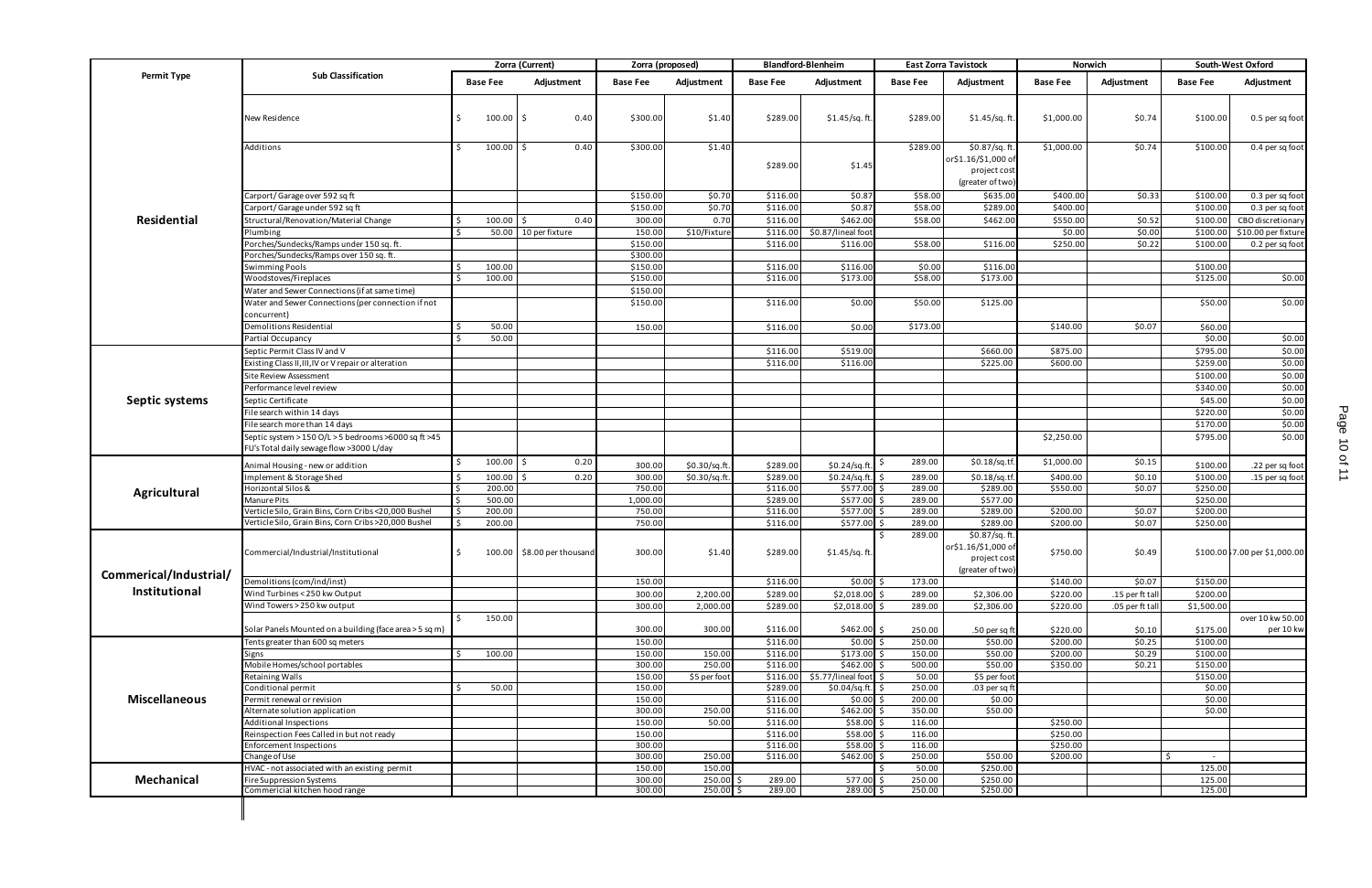| Permit Type | Sub Classification | Zorra (Current) | | Zorra (proposed) | | Blandford-Blenheim | | East Zorra Tavistock | | Norwich | | South-West Oxford | |
|---|---|---|---|---|---|---|---|---|---|---|---|---|---|
| | | Base Fee | Adjustment | Base Fee | Adjustment | Base Fee | Adjustment | Base Fee | Adjustment | Base Fee | Adjustment | Base Fee | Adjustment |
| **Residential** | New Residence | $ 100.00 | $ 0.40 | $300.00 | $1.40 | $289.00 | $1.45/sq. ft. | $289.00 | $1.45/sq. ft. | $1,000.00 | $0.74 | $100.00 | 0.5 per sq foot |
| | Additions | $ 100.00 | $ 0.40 | $300.00 | $1.40 | $289.00 | $1.45 | $289.00 | $0.87/sq. ft. or$1.16/$1,000 of project cost (greater of two) | $1,000.00 | $0.74 | $100.00 | 0.4 per sq foot |
| | Carport/ Garage over 592 sq ft | | | $150.00 | $0.70 | $116.00 | $0.87 | $58.00 | $635.00 | $400.00 | $0.33 | $100.00 | 0.3 per sq foot |
| | Carport/ Garage under 592 sq ft | | | $150.00 | $0.70 | $116.00 | $0.87 | $58.00 | $289.00 | $400.00 | | $100.00 | 0.3 per sq foot |
| | Structural/Renovation/Material Change | $ 100.00 | $ 0.40 | 300.00 | 0.70 | $116.00 | $462.00 | $58.00 | $462.00 | $550.00 | $0.52 | $100.00 | CBO discretionary |
| | Plumbing | $ 50.00 | 10 per fixture | 150.00 | $10/Fixture | $116.00 | $0.87/lineal foot | | | $0.00 | $0.00 | $100.00 | $10.00 per fixture |
| | Porches/Sundecks/Ramps under 150 sq. ft. | | | $150.00 | | $116.00 | $116.00 | $58.00 | $116.00 | $250.00 | $0.22 | $100.00 | 0.2 per sq foot |
| | Porches/Sundecks/Ramps over 150 sq. ft. | | | $300.00 | | | | | | | | | |
| | Swimming Pools | $ 100.00 | | $150.00 | | $116.00 | $116.00 | $0.00 | $116.00 | | | $100.00 | |
| | Woodstoves/Fireplaces | $ 100.00 | | $150.00 | | $116.00 | $173.00 | $58.00 | $173.00 | | | $125.00 | $0.00 |
| | Water and Sewer Connections (if at same time) | | | $150.00 | | | | | | | | | |
| | Water and Sewer Connections (per connection if not concurrent) | | | $150.00 | | $116.00 | $0.00 | $50.00 | $125.00 | | | $50.00 | $0.00 |
| | Demolitions Residential | $ 50.00 | | 150.00 | | $116.00 | $0.00 | $173.00 | | $140.00 | $0.07 | $60.00 | |
| | Partial Occupancy | $ 50.00 | | | | | | | | | | $0.00 | $0.00 |
| **Septic systems** | Septic Permit Class IV and V | | | | | $116.00 | $519.00 | | $660.00 | $875.00 | | $795.00 | $0.00 |
| | Existing Class II,III,IV or V repair or alteration | | | | | $116.00 | $116.00 | | $225.00 | $600.00 | | $259.00 | $0.00 |
| | Site Review Assessment | | | | | | | | | | | $100.00 | $0.00 |
| | Performance level review | | | | | | | | | | | $340.00 | $0.00 |
| | Septic Certificate | | | | | | | | | | | $45.00 | $0.00 |
| | File search within 14 days | | | | | | | | | | | $220.00 | $0.00 |
| | File search more than 14 days | | | | | | | | | | | $170.00 | $0.00 |
| | Septic system > 150 O/L > 5 bedrooms >6000 sq ft >45 FU's Total daily sewage flow >3000 L/day | | | | | | | | | $2,250.00 | | $795.00 | $0.00 |
| **Agricultural** | Animal Housing - new or addition | $ 100.00 | $ 0.20 | 300.00 | $0.30/sq.ft. | $289.00 | $0.24/sq.ft. | $ 289.00 | $0.18/sq.tf. | $1,000.00 | $0.15 | $100.00 | .22 per sq foot |
| | Implement & Storage Shed | $ 100.00 | $ 0.20 | 300.00 | $0.30/sq.ft. | $289.00 | $0.24/sq.ft. | $ 289.00 | $0.18/sq.tf. | $400.00 | $0.10 | $100.00 | .15 per sq foot |
| | Horizontal Silos & | $ 200.00 | | 750.00 | | $116.00 | $577.00 | $ 289.00 | $289.00 | $550.00 | $0.07 | $250.00 | |
| | Manure Pits | $ 500.00 | | 1,000.00 | | $289.00 | $577.00 | $ 289.00 | $577.00 | | | $250.00 | |
| | Verticle Silo, Grain Bins, Corn Cribs <20,000 Bushel | $ 200.00 | | 750.00 | | $116.00 | $577.00 | $ 289.00 | $289.00 | $200.00 | $0.07 | $200.00 | |
| | Verticle Silo, Grain Bins, Corn Cribs >20,000 Bushel | $ 200.00 | | 750.00 | | $116.00 | $577.00 | $ 289.00 | $289.00 | $200.00 | $0.07 | $250.00 | |
| **Commerical/Industrial/ Institutional** | Commercial/Industrial/Institutional | $ 100.00 | $8.00 per thousand | 300.00 | $1.40 | $289.00 | $1.45/sq. ft. | $ 289.00 | $0.87/sq. ft. or$1.16/$1,000 of project cost (greater of two) | $750.00 | $0.49 | $100.00 | $7.00 per $1,000.00 |
| | Demolitions (com/ind/inst) | | | 150.00 | | $116.00 | $0.00 | $ 173.00 | | $140.00 | $0.07 | $150.00 | |
| | Wind Turbines < 250 kw Output | | | 300.00 | 2,200.00 | $289.00 | $2,018.00 | $ 289.00 | $2,306.00 | $220.00 | .15 per ft tall | $200.00 | |
| | Wind Towers > 250 kw output | | | 300.00 | 2,000.00 | $289.00 | $2,018.00 | $ 289.00 | $2,306.00 | $220.00 | .05 per ft tall | $1,500.00 | |
| | Solar Panels Mounted on a building (face area > 5 sq m) | $ 150.00 | | 300.00 | 300.00 | $116.00 | $462.00 | $ 250.00 | .50 per sq ft | $220.00 | $0.10 | $175.00 | over 10 kw 50.00 per 10 kw |
| **Miscellaneous** | Tents greater than 600 sq meters | | | 150.00 | | $116.00 | $0.00 | $ 250.00 | $50.00 | $200.00 | $0.25 | $100.00 | |
| | Signs | $ 100.00 | | 150.00 | 150.00 | $116.00 | $173.00 | $ 150.00 | $50.00 | $200.00 | $0.29 | $100.00 | |
| | Mobile Homes/school portables | | | 300.00 | 250.00 | $116.00 | $462.00 | $ 500.00 | $50.00 | $350.00 | $0.21 | $150.00 | |
| | Retaining Walls | | | 150.00 | $5 per foot | $116.00 | $5.77/lineal foot | $ 50.00 | $5 per foot | | | $150.00 | |
| | Conditional permit | $ 50.00 | | 150.00 | | $289.00 | $0.04/sq.ft. | $ 250.00 | .03 per sq ft | | | $0.00 | |
| | Permit renewal or revision | | | 150.00 | | $116.00 | $0.00 | $ 200.00 | $0.00 | | | $0.00 | |
| | Alternate solution application | | | 300.00 | 250.00 | $116.00 | $462.00 | $ 350.00 | $50.00 | | | $0.00 | |
| | Additional Inspections | | | 150.00 | 50.00 | $116.00 | $58.00 | $ 116.00 | | $250.00 | | | |
| | Reinspection Fees Called in but not ready | | | 150.00 | | $116.00 | $58.00 | $ 116.00 | | $250.00 | | | |
| | Enforcement Inspections | | | 300.00 | | $116.00 | $58.00 | $ 116.00 | | $250.00 | | | |
| | Change of Use | | | 300.00 | 250.00 | $116.00 | $462.00 | $ 250.00 | $50.00 | $200.00 | | $ - | |
| **Mechanical** | HVAC - not associated with an existing permit | | | 150.00 | 150.00 | | | $ 50.00 | $250.00 | | | 125.00 | |
| | Fire Suppression Systems | | | 300.00 | 250.00 | $ 289.00 | 577.00 | $ 250.00 | $250.00 | | | 125.00 | |
| | Commericial kitchen hood range | | | 300.00 | 250.00 | $ 289.00 | 289.00 | $ 250.00 | $250.00 | | | 125.00 | |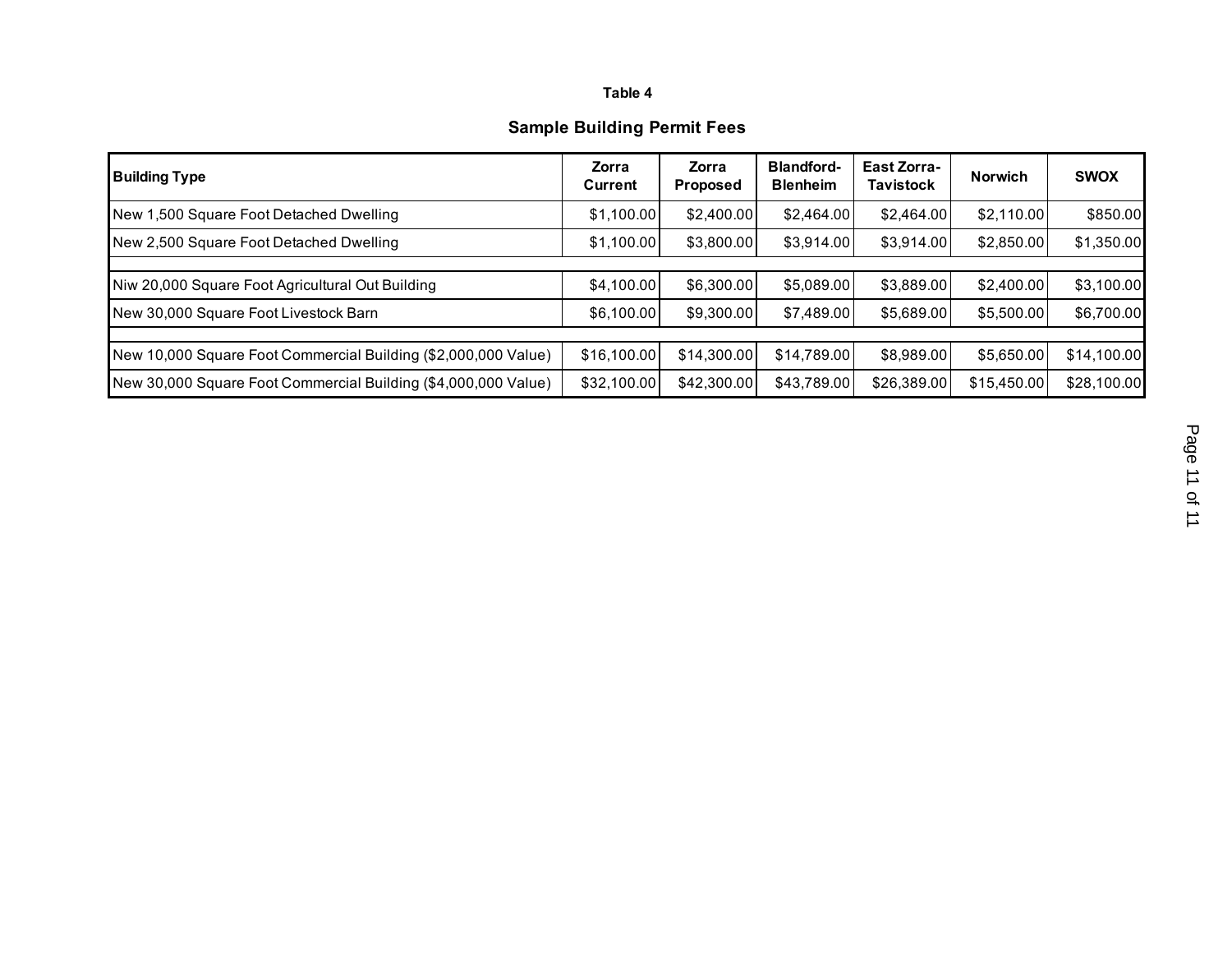**Table 4**

**Sample Building Permit Fees**

| Building Type | Zorra Current | Zorra Proposed | Blandford-Blenheim | East Zorra-Tavistock | Norwich | SWOX |
|---|---|---|---|---|---|---|
| New 1,500 Square Foot Detached Dwelling | $1,100.00 | $2,400.00 | $2,464.00 | $2,464.00 | $2,110.00 | $850.00 |
| New 2,500 Square Foot Detached Dwelling | $1,100.00 | $3,800.00 | $3,914.00 | $3,914.00 | $2,850.00 | $1,350.00 |
| | | | | | | |
| Niw 20,000 Square Foot Agricultural Out Building | $4,100.00 | $6,300.00 | $5,089.00 | $3,889.00 | $2,400.00 | $3,100.00 |
| New 30,000 Square Foot Livestock Barn | $6,100.00 | $9,300.00 | $7,489.00 | $5,689.00 | $5,500.00 | $6,700.00 |
| | | | | | | |
| New 10,000 Square Foot Commercial Building ($2,000,000 Value) | $16,100.00 | $14,300.00 | $14,789.00 | $8,989.00 | $5,650.00 | $14,100.00 |
| New 30,000 Square Foot Commercial Building ($4,000,000 Value) | $32,100.00 | $42,300.00 | $43,789.00 | $26,389.00 | $15,450.00 | $28,100.00 |